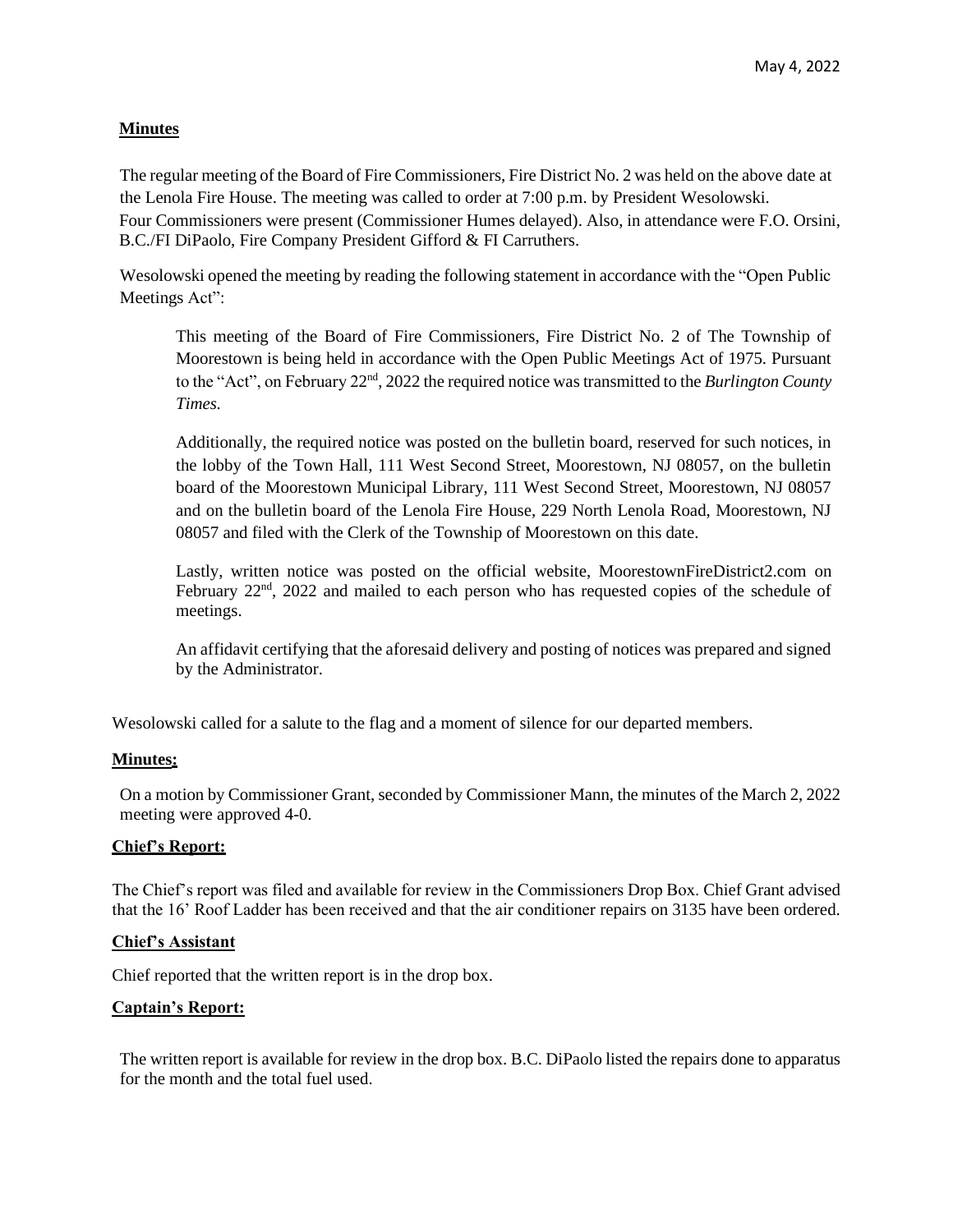May 4, 2022

## Minutes

The regular meeting of the Board of Fire Commissioners, Fire District No. 2 was held on the above date at the Lenola Fire House. The meeting was called to order at 7:00 p.m. by President Wesolowski. Four Commissioners were present (Commissioner Humes delayed). Also, in attendance were F.O. Orsini, B.C./FI DiPaolo, Fire Company President Gifford & FI Carruthers.

Wesolowski opened the meeting by reading the following statement in accordance with the "Open Public Meetings Act":

> This meeting of the Board of Fire Commissioners, Fire District No. 2 of The Township of Moorestown is being held in accordance with the Open Public Meetings Act of 1975. Pursuant to the "Act", on February 22nd, 2022 the required notice was transmitted to the *Burlington County Times*.
>
> Additionally, the required notice was posted on the bulletin board, reserved for such notices, in the lobby of the Town Hall, 111 West Second Street, Moorestown, NJ 08057, on the bulletin board of the Moorestown Municipal Library, 111 West Second Street, Moorestown, NJ 08057 and on the bulletin board of the Lenola Fire House, 229 North Lenola Road, Moorestown, NJ 08057 and filed with the Clerk of the Township of Moorestown on this date.
>
> Lastly, written notice was posted on the official website, MoorestownFireDistrict2.com on February 22nd, 2022 and mailed to each person who has requested copies of the schedule of meetings.
>
> An affidavit certifying that the aforesaid delivery and posting of notices was prepared and signed by the Administrator.

Wesolowski called for a salute to the flag and a moment of silence for our departed members.

## Minutes:

On a motion by Commissioner Grant, seconded by Commissioner Mann, the minutes of the March 2, 2022 meeting were approved 4-0.

## Chief's Report:

The Chief's report was filed and available for review in the Commissioners Drop Box. Chief Grant advised that the 16' Roof Ladder has been received and that the air conditioner repairs on 3135 have been ordered.

## Chief's Assistant

Chief reported that the written report is in the drop box.

## Captain's Report:

The written report is available for review in the drop box. B.C. DiPaolo listed the repairs done to apparatus for the month and the total fuel used.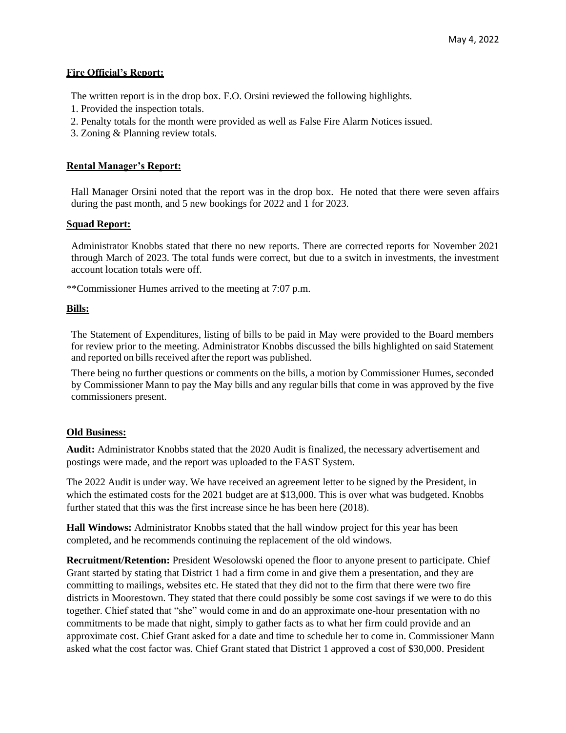**Fire Official's Report:**

The written report is in the drop box. F.O. Orsini reviewed the following highlights.

1. Provided the inspection totals.
2. Penalty totals for the month were provided as well as False Fire Alarm Notices issued.
3. Zoning & Planning review totals.

**Rental Manager's Report:**

Hall Manager Orsini noted that the report was in the drop box. He noted that there were seven affairs during the past month, and 5 new bookings for 2022 and 1 for 2023.

**Squad Report:**

Administrator Knobbs stated that there no new reports. There are corrected reports for November 2021 through March of 2023. The total funds were correct, but due to a switch in investments, the investment account location totals were off.

**Commissioner Humes arrived to the meeting at 7:07 p.m.

**Bills:**

The Statement of Expenditures, listing of bills to be paid in May were provided to the Board members for review prior to the meeting. Administrator Knobbs discussed the bills highlighted on said Statement and reported on bills received after the report was published.

There being no further questions or comments on the bills, a motion by Commissioner Humes, seconded by Commissioner Mann to pay the May bills and any regular bills that come in was approved by the five commissioners present.

**Old Business:**

**Audit:** Administrator Knobbs stated that the 2020 Audit is finalized, the necessary advertisement and postings were made, and the report was uploaded to the FAST System.

The 2022 Audit is under way. We have received an agreement letter to be signed by the President, in which the estimated costs for the 2021 budget are at $13,000. This is over what was budgeted. Knobbs further stated that this was the first increase since he has been here (2018).

**Hall Windows:** Administrator Knobbs stated that the hall window project for this year has been completed, and he recommends continuing the replacement of the old windows.

**Recruitment/Retention:** President Wesolowski opened the floor to anyone present to participate. Chief Grant started by stating that District 1 had a firm come in and give them a presentation, and they are committing to mailings, websites etc. He stated that they did not to the firm that there were two fire districts in Moorestown. They stated that there could possibly be some cost savings if we were to do this together. Chief stated that "she" would come in and do an approximate one-hour presentation with no commitments to be made that night, simply to gather facts as to what her firm could provide and an approximate cost. Chief Grant asked for a date and time to schedule her to come in. Commissioner Mann asked what the cost factor was. Chief Grant stated that District 1 approved a cost of $30,000. President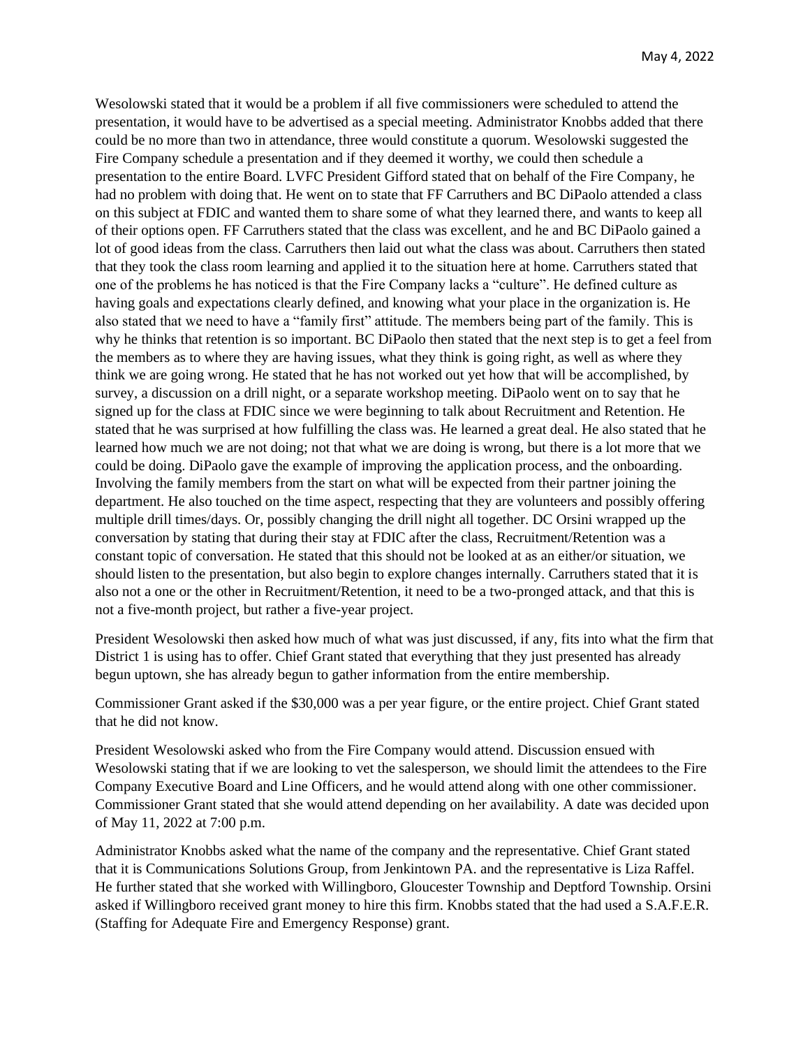Wesolowski stated that it would be a problem if all five commissioners were scheduled to attend the presentation, it would have to be advertised as a special meeting. Administrator Knobbs added that there could be no more than two in attendance, three would constitute a quorum. Wesolowski suggested the Fire Company schedule a presentation and if they deemed it worthy, we could then schedule a presentation to the entire Board. LVFC President Gifford stated that on behalf of the Fire Company, he had no problem with doing that. He went on to state that FF Carruthers and BC DiPaolo attended a class on this subject at FDIC and wanted them to share some of what they learned there, and wants to keep all of their options open. FF Carruthers stated that the class was excellent, and he and BC DiPaolo gained a lot of good ideas from the class. Carruthers then laid out what the class was about. Carruthers then stated that they took the class room learning and applied it to the situation here at home. Carruthers stated that one of the problems he has noticed is that the Fire Company lacks a "culture". He defined culture as having goals and expectations clearly defined, and knowing what your place in the organization is. He also stated that we need to have a "family first" attitude. The members being part of the family. This is why he thinks that retention is so important. BC DiPaolo then stated that the next step is to get a feel from the members as to where they are having issues, what they think is going right, as well as where they think we are going wrong. He stated that he has not worked out yet how that will be accomplished, by survey, a discussion on a drill night, or a separate workshop meeting. DiPaolo went on to say that he signed up for the class at FDIC since we were beginning to talk about Recruitment and Retention. He stated that he was surprised at how fulfilling the class was. He learned a great deal. He also stated that he learned how much we are not doing; not that what we are doing is wrong, but there is a lot more that we could be doing. DiPaolo gave the example of improving the application process, and the onboarding. Involving the family members from the start on what will be expected from their partner joining the department. He also touched on the time aspect, respecting that they are volunteers and possibly offering multiple drill times/days. Or, possibly changing the drill night all together. DC Orsini wrapped up the conversation by stating that during their stay at FDIC after the class, Recruitment/Retention was a constant topic of conversation. He stated that this should not be looked at as an either/or situation, we should listen to the presentation, but also begin to explore changes internally. Carruthers stated that it is also not a one or the other in Recruitment/Retention, it need to be a two-pronged attack, and that this is not a five-month project, but rather a five-year project.

President Wesolowski then asked how much of what was just discussed, if any, fits into what the firm that District 1 is using has to offer. Chief Grant stated that everything that they just presented has already begun uptown, she has already begun to gather information from the entire membership.

Commissioner Grant asked if the $30,000 was a per year figure, or the entire project. Chief Grant stated that he did not know.

President Wesolowski asked who from the Fire Company would attend. Discussion ensued with Wesolowski stating that if we are looking to vet the salesperson, we should limit the attendees to the Fire Company Executive Board and Line Officers, and he would attend along with one other commissioner. Commissioner Grant stated that she would attend depending on her availability. A date was decided upon of May 11, 2022 at 7:00 p.m.

Administrator Knobbs asked what the name of the company and the representative. Chief Grant stated that it is Communications Solutions Group, from Jenkintown PA. and the representative is Liza Raffel. He further stated that she worked with Willingboro, Gloucester Township and Deptford Township. Orsini asked if Willingboro received grant money to hire this firm. Knobbs stated that the had used a S.A.F.E.R. (Staffing for Adequate Fire and Emergency Response) grant.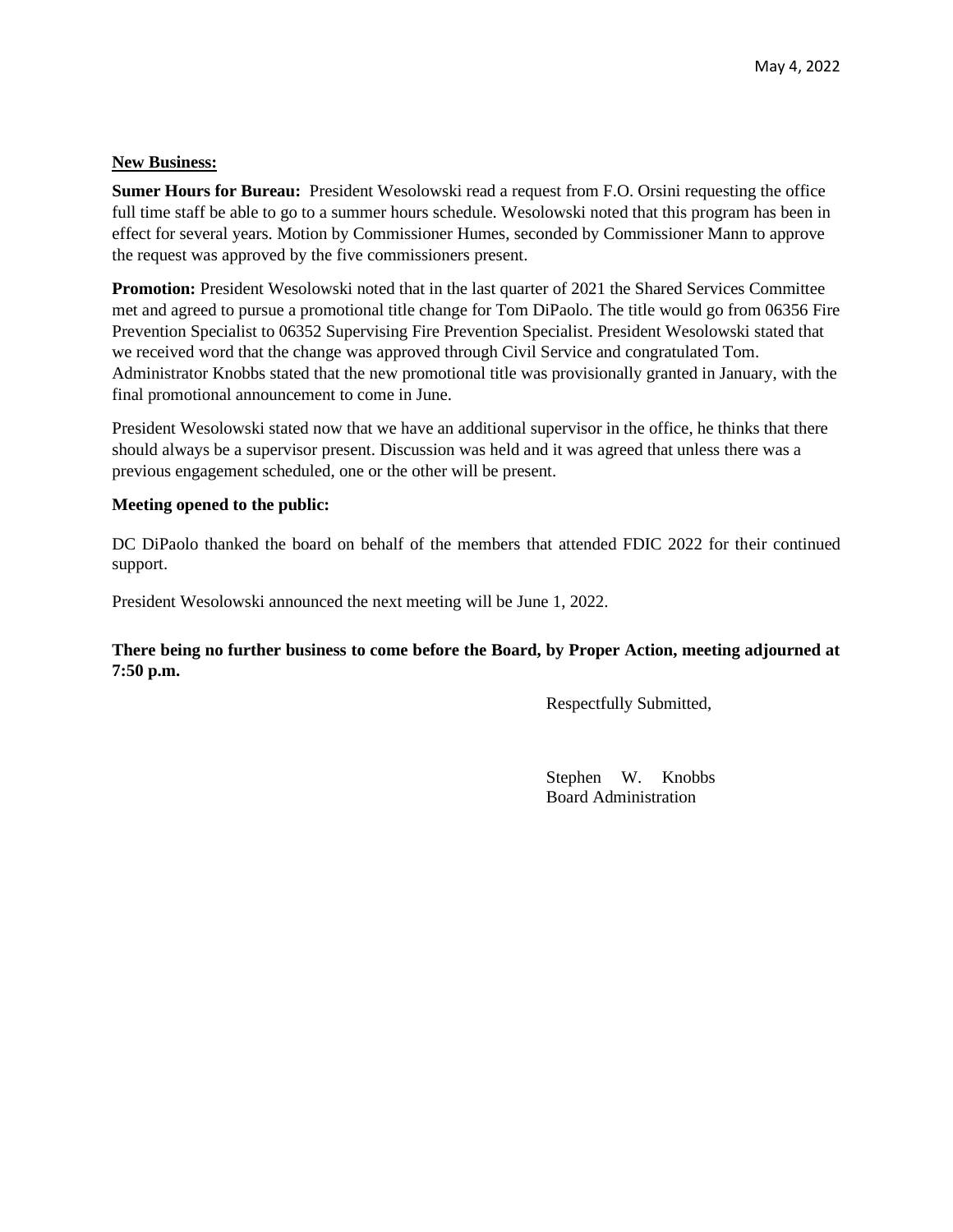**New Business:**

**Sumer Hours for Bureau:** President Wesolowski read a request from F.O. Orsini requesting the office full time staff be able to go to a summer hours schedule. Wesolowski noted that this program has been in effect for several years. Motion by Commissioner Humes, seconded by Commissioner Mann to approve the request was approved by the five commissioners present.

**Promotion:** President Wesolowski noted that in the last quarter of 2021 the Shared Services Committee met and agreed to pursue a promotional title change for Tom DiPaolo. The title would go from 06356 Fire Prevention Specialist to 06352 Supervising Fire Prevention Specialist. President Wesolowski stated that we received word that the change was approved through Civil Service and congratulated Tom. Administrator Knobbs stated that the new promotional title was provisionally granted in January, with the final promotional announcement to come in June.

President Wesolowski stated now that we have an additional supervisor in the office, he thinks that there should always be a supervisor present. Discussion was held and it was agreed that unless there was a previous engagement scheduled, one or the other will be present.

**Meeting opened to the public:**

DC DiPaolo thanked the board on behalf of the members that attended FDIC 2022 for their continued support.

President Wesolowski announced the next meeting will be June 1, 2022.

**There being no further business to come before the Board, by Proper Action, meeting adjourned at 7:50 p.m.**

Respectfully Submitted,

Stephen W. Knobbs
Board Administration